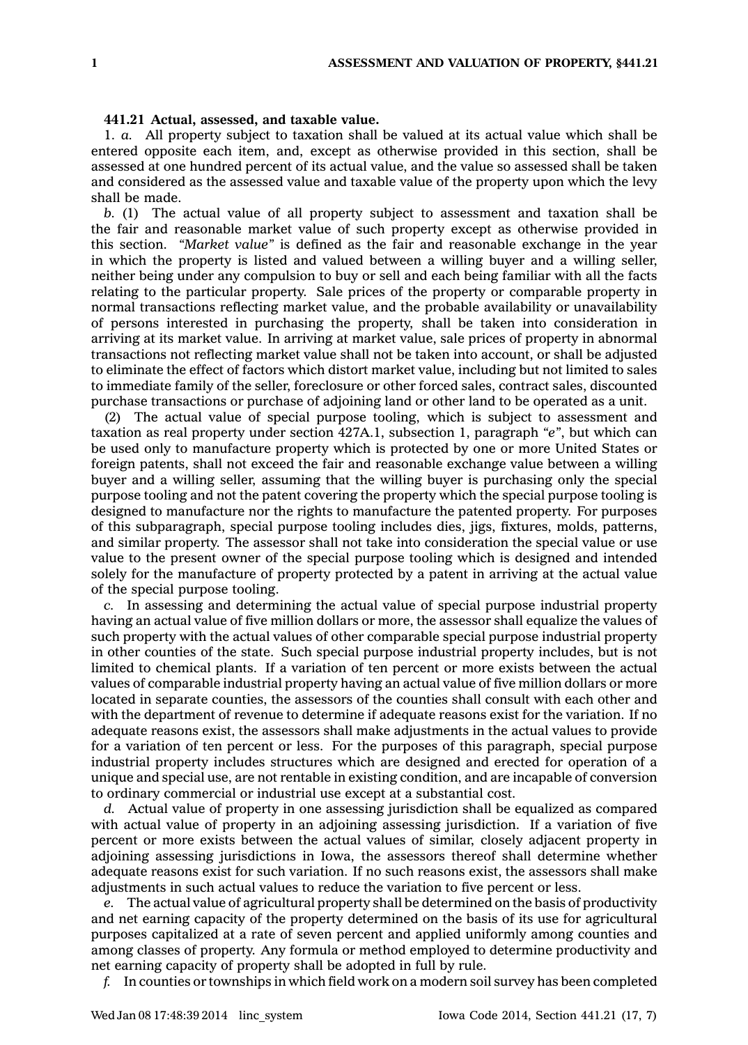**441.21 Actual, assessed, and taxable value.**

1. *a.* All property subject to taxation shall be valued at its actual value which shall be entered opposite each item, and, except as otherwise provided in this section, shall be assessed at one hundred percent of its actual value, and the value so assessed shall be taken and considered as the assessed value and taxable value of the property upon which the levy shall be made.

*b.* (1) The actual value of all property subject to assessment and taxation shall be the fair and reasonable market value of such property except as otherwise provided in this section. *"Market value"* is defined as the fair and reasonable exchange in the year in which the property is listed and valued between a willing buyer and a willing seller, neither being under any compulsion to buy or sell and each being familiar with all the facts relating to the particular property. Sale prices of the property or comparable property in normal transactions reflecting market value, and the probable availability or unavailability of persons interested in purchasing the property, shall be taken into consideration in arriving at its market value. In arriving at market value, sale prices of property in abnormal transactions not reflecting market value shall not be taken into account, or shall be adjusted to eliminate the effect of factors which distort market value, including but not limited to sales to immediate family of the seller, foreclosure or other forced sales, contract sales, discounted purchase transactions or purchase of adjoining land or other land to be operated as a unit.

(2) The actual value of special purpose tooling, which is subject to assessment and taxation as real property under section 427A.1, subsection 1, paragraph *"e"*, but which can be used only to manufacture property which is protected by one or more United States or foreign patents, shall not exceed the fair and reasonable exchange value between a willing buyer and a willing seller, assuming that the willing buyer is purchasing only the special purpose tooling and not the patent covering the property which the special purpose tooling is designed to manufacture nor the rights to manufacture the patented property. For purposes of this subparagraph, special purpose tooling includes dies, jigs, fixtures, molds, patterns, and similar property. The assessor shall not take into consideration the special value or use value to the present owner of the special purpose tooling which is designed and intended solely for the manufacture of property protected by a patent in arriving at the actual value of the special purpose tooling.

*c.* In assessing and determining the actual value of special purpose industrial property having an actual value of five million dollars or more, the assessor shall equalize the values of such property with the actual values of other comparable special purpose industrial property in other counties of the state. Such special purpose industrial property includes, but is not limited to chemical plants. If a variation of ten percent or more exists between the actual values of comparable industrial property having an actual value of five million dollars or more located in separate counties, the assessors of the counties shall consult with each other and with the department of revenue to determine if adequate reasons exist for the variation. If no adequate reasons exist, the assessors shall make adjustments in the actual values to provide for a variation of ten percent or less. For the purposes of this paragraph, special purpose industrial property includes structures which are designed and erected for operation of a unique and special use, are not rentable in existing condition, and are incapable of conversion to ordinary commercial or industrial use except at a substantial cost.

*d.* Actual value of property in one assessing jurisdiction shall be equalized as compared with actual value of property in an adjoining assessing jurisdiction. If a variation of five percent or more exists between the actual values of similar, closely adjacent property in adjoining assessing jurisdictions in Iowa, the assessors thereof shall determine whether adequate reasons exist for such variation. If no such reasons exist, the assessors shall make adjustments in such actual values to reduce the variation to five percent or less.

*e.* The actual value of agricultural property shall be determined on the basis of productivity and net earning capacity of the property determined on the basis of its use for agricultural purposes capitalized at a rate of seven percent and applied uniformly among counties and among classes of property. Any formula or method employed to determine productivity and net earning capacity of property shall be adopted in full by rule.

*f.* In counties or townships in which field work on a modern soil survey has been completed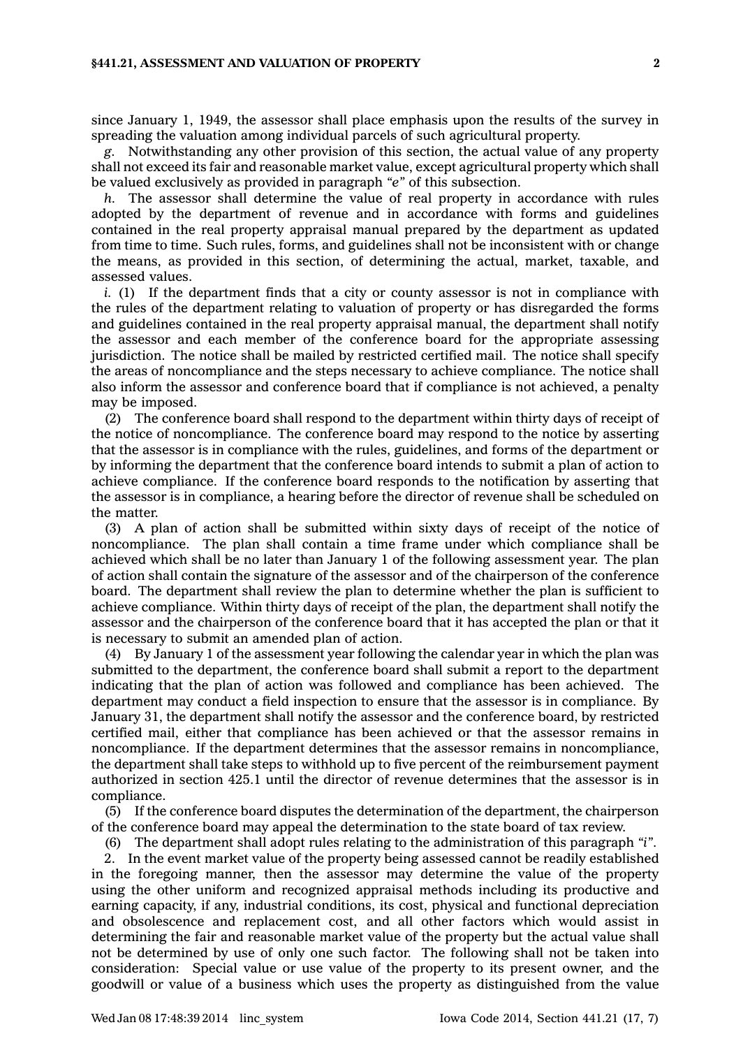since January 1, 1949, the assessor shall place emphasis upon the results of the survey in spreading the valuation among individual parcels of such agricultural property.

*g.* Notwithstanding any other provision of this section, the actual value of any property shall not exceed its fair and reasonable market value, except agricultural property which shall be valued exclusively as provided in paragraph *"e"* of this subsection.

*h.* The assessor shall determine the value of real property in accordance with rules adopted by the department of revenue and in accordance with forms and guidelines contained in the real property appraisal manual prepared by the department as updated from time to time. Such rules, forms, and guidelines shall not be inconsistent with or change the means, as provided in this section, of determining the actual, market, taxable, and assessed values.

*i.* (1) If the department finds that a city or county assessor is not in compliance with the rules of the department relating to valuation of property or has disregarded the forms and guidelines contained in the real property appraisal manual, the department shall notify the assessor and each member of the conference board for the appropriate assessing jurisdiction. The notice shall be mailed by restricted certified mail. The notice shall specify the areas of noncompliance and the steps necessary to achieve compliance. The notice shall also inform the assessor and conference board that if compliance is not achieved, a penalty may be imposed.

(2) The conference board shall respond to the department within thirty days of receipt of the notice of noncompliance. The conference board may respond to the notice by asserting that the assessor is in compliance with the rules, guidelines, and forms of the department or by informing the department that the conference board intends to submit a plan of action to achieve compliance. If the conference board responds to the notification by asserting that the assessor is in compliance, a hearing before the director of revenue shall be scheduled on the matter.

(3) A plan of action shall be submitted within sixty days of receipt of the notice of noncompliance. The plan shall contain a time frame under which compliance shall be achieved which shall be no later than January 1 of the following assessment year. The plan of action shall contain the signature of the assessor and of the chairperson of the conference board. The department shall review the plan to determine whether the plan is sufficient to achieve compliance. Within thirty days of receipt of the plan, the department shall notify the assessor and the chairperson of the conference board that it has accepted the plan or that it is necessary to submit an amended plan of action.

(4) By January 1 of the assessment year following the calendar year in which the plan was submitted to the department, the conference board shall submit a report to the department indicating that the plan of action was followed and compliance has been achieved. The department may conduct a field inspection to ensure that the assessor is in compliance. By January 31, the department shall notify the assessor and the conference board, by restricted certified mail, either that compliance has been achieved or that the assessor remains in noncompliance. If the department determines that the assessor remains in noncompliance, the department shall take steps to withhold up to five percent of the reimbursement payment authorized in section 425.1 until the director of revenue determines that the assessor is in compliance.

(5) If the conference board disputes the determination of the department, the chairperson of the conference board may appeal the determination to the state board of tax review.

(6) The department shall adopt rules relating to the administration of this paragraph *"i"*.

2. In the event market value of the property being assessed cannot be readily established in the foregoing manner, then the assessor may determine the value of the property using the other uniform and recognized appraisal methods including its productive and earning capacity, if any, industrial conditions, its cost, physical and functional depreciation and obsolescence and replacement cost, and all other factors which would assist in determining the fair and reasonable market value of the property but the actual value shall not be determined by use of only one such factor. The following shall not be taken into consideration: Special value or use value of the property to its present owner, and the goodwill or value of a business which uses the property as distinguished from the value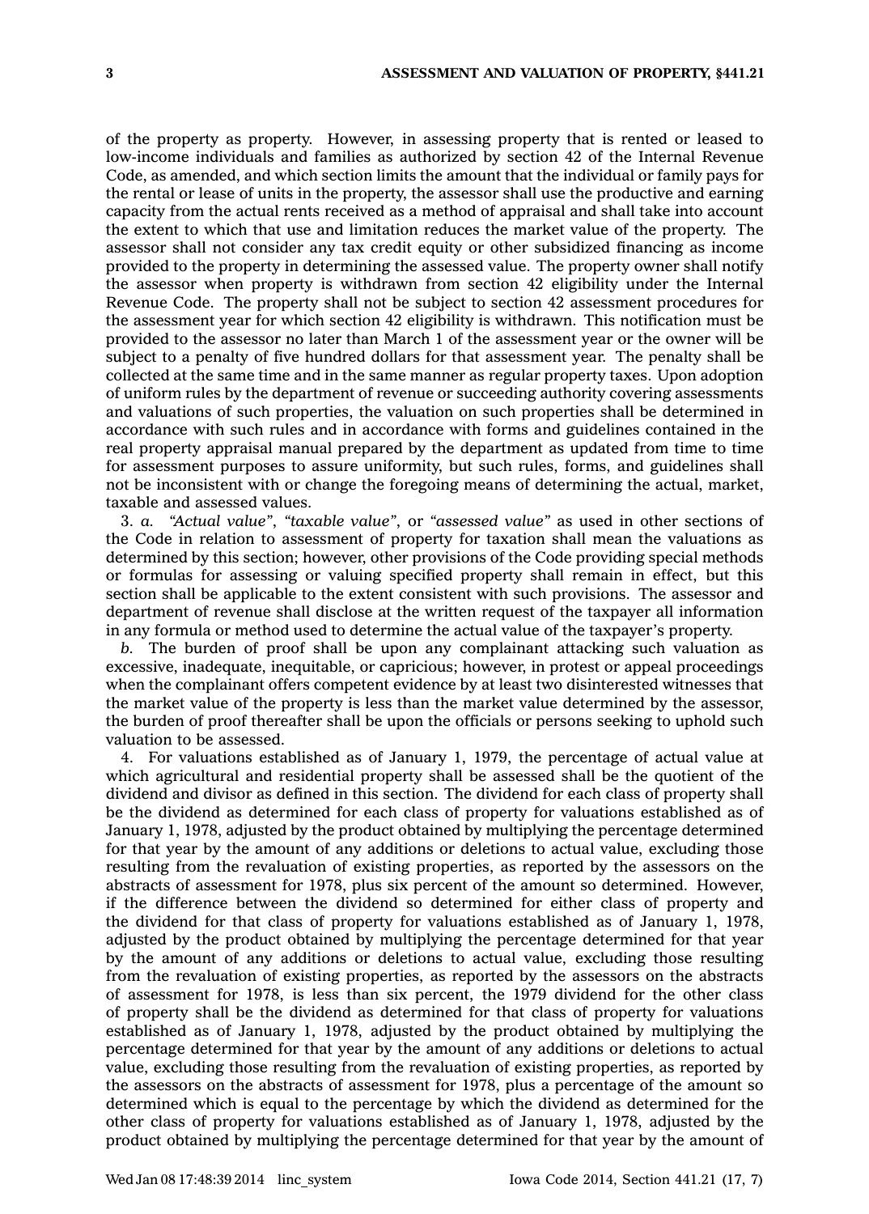of the property as property. However, in assessing property that is rented or leased to low-income individuals and families as authorized by section 42 of the Internal Revenue Code, as amended, and which section limits the amount that the individual or family pays for the rental or lease of units in the property, the assessor shall use the productive and earning capacity from the actual rents received as a method of appraisal and shall take into account the extent to which that use and limitation reduces the market value of the property. The assessor shall not consider any tax credit equity or other subsidized financing as income provided to the property in determining the assessed value. The property owner shall notify the assessor when property is withdrawn from section 42 eligibility under the Internal Revenue Code. The property shall not be subject to section 42 assessment procedures for the assessment year for which section 42 eligibility is withdrawn. This notification must be provided to the assessor no later than March 1 of the assessment year or the owner will be subject to a penalty of five hundred dollars for that assessment year. The penalty shall be collected at the same time and in the same manner as regular property taxes. Upon adoption of uniform rules by the department of revenue or succeeding authority covering assessments and valuations of such properties, the valuation on such properties shall be determined in accordance with such rules and in accordance with forms and guidelines contained in the real property appraisal manual prepared by the department as updated from time to time for assessment purposes to assure uniformity, but such rules, forms, and guidelines shall not be inconsistent with or change the foregoing means of determining the actual, market, taxable and assessed values.

3. *a.* *"Actual value"*, *"taxable value"*, or *"assessed value"* as used in other sections of the Code in relation to assessment of property for taxation shall mean the valuations as determined by this section; however, other provisions of the Code providing special methods or formulas for assessing or valuing specified property shall remain in effect, but this section shall be applicable to the extent consistent with such provisions. The assessor and department of revenue shall disclose at the written request of the taxpayer all information in any formula or method used to determine the actual value of the taxpayer's property.

*b.* The burden of proof shall be upon any complainant attacking such valuation as excessive, inadequate, inequitable, or capricious; however, in protest or appeal proceedings when the complainant offers competent evidence by at least two disinterested witnesses that the market value of the property is less than the market value determined by the assessor, the burden of proof thereafter shall be upon the officials or persons seeking to uphold such valuation to be assessed.

4. For valuations established as of January 1, 1979, the percentage of actual value at which agricultural and residential property shall be assessed shall be the quotient of the dividend and divisor as defined in this section. The dividend for each class of property shall be the dividend as determined for each class of property for valuations established as of January 1, 1978, adjusted by the product obtained by multiplying the percentage determined for that year by the amount of any additions or deletions to actual value, excluding those resulting from the revaluation of existing properties, as reported by the assessors on the abstracts of assessment for 1978, plus six percent of the amount so determined. However, if the difference between the dividend so determined for either class of property and the dividend for that class of property for valuations established as of January 1, 1978, adjusted by the product obtained by multiplying the percentage determined for that year by the amount of any additions or deletions to actual value, excluding those resulting from the revaluation of existing properties, as reported by the assessors on the abstracts of assessment for 1978, is less than six percent, the 1979 dividend for the other class of property shall be the dividend as determined for that class of property for valuations established as of January 1, 1978, adjusted by the product obtained by multiplying the percentage determined for that year by the amount of any additions or deletions to actual value, excluding those resulting from the revaluation of existing properties, as reported by the assessors on the abstracts of assessment for 1978, plus a percentage of the amount so determined which is equal to the percentage by which the dividend as determined for the other class of property for valuations established as of January 1, 1978, adjusted by the product obtained by multiplying the percentage determined for that year by the amount of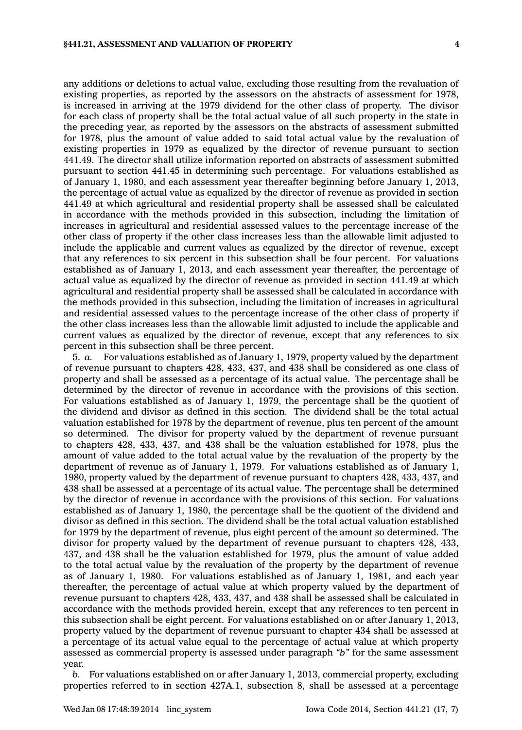any additions or deletions to actual value, excluding those resulting from the revaluation of existing properties, as reported by the assessors on the abstracts of assessment for 1978, is increased in arriving at the 1979 dividend for the other class of property. The divisor for each class of property shall be the total actual value of all such property in the state in the preceding year, as reported by the assessors on the abstracts of assessment submitted for 1978, plus the amount of value added to said total actual value by the revaluation of existing properties in 1979 as equalized by the director of revenue pursuant to section 441.49. The director shall utilize information reported on abstracts of assessment submitted pursuant to section 441.45 in determining such percentage. For valuations established as of January 1, 1980, and each assessment year thereafter beginning before January 1, 2013, the percentage of actual value as equalized by the director of revenue as provided in section 441.49 at which agricultural and residential property shall be assessed shall be calculated in accordance with the methods provided in this subsection, including the limitation of increases in agricultural and residential assessed values to the percentage increase of the other class of property if the other class increases less than the allowable limit adjusted to include the applicable and current values as equalized by the director of revenue, except that any references to six percent in this subsection shall be four percent. For valuations established as of January 1, 2013, and each assessment year thereafter, the percentage of actual value as equalized by the director of revenue as provided in section 441.49 at which agricultural and residential property shall be assessed shall be calculated in accordance with the methods provided in this subsection, including the limitation of increases in agricultural and residential assessed values to the percentage increase of the other class of property if the other class increases less than the allowable limit adjusted to include the applicable and current values as equalized by the director of revenue, except that any references to six percent in this subsection shall be three percent.

5. *a.* For valuations established as of January 1, 1979, property valued by the department of revenue pursuant to chapters 428, 433, 437, and 438 shall be considered as one class of property and shall be assessed as a percentage of its actual value. The percentage shall be determined by the director of revenue in accordance with the provisions of this section. For valuations established as of January 1, 1979, the percentage shall be the quotient of the dividend and divisor as defined in this section. The dividend shall be the total actual valuation established for 1978 by the department of revenue, plus ten percent of the amount so determined. The divisor for property valued by the department of revenue pursuant to chapters 428, 433, 437, and 438 shall be the valuation established for 1978, plus the amount of value added to the total actual value by the revaluation of the property by the department of revenue as of January 1, 1979. For valuations established as of January 1, 1980, property valued by the department of revenue pursuant to chapters 428, 433, 437, and 438 shall be assessed at a percentage of its actual value. The percentage shall be determined by the director of revenue in accordance with the provisions of this section. For valuations established as of January 1, 1980, the percentage shall be the quotient of the dividend and divisor as defined in this section. The dividend shall be the total actual valuation established for 1979 by the department of revenue, plus eight percent of the amount so determined. The divisor for property valued by the department of revenue pursuant to chapters 428, 433, 437, and 438 shall be the valuation established for 1979, plus the amount of value added to the total actual value by the revaluation of the property by the department of revenue as of January 1, 1980. For valuations established as of January 1, 1981, and each year thereafter, the percentage of actual value at which property valued by the department of revenue pursuant to chapters 428, 433, 437, and 438 shall be assessed shall be calculated in accordance with the methods provided herein, except that any references to ten percent in this subsection shall be eight percent. For valuations established on or after January 1, 2013, property valued by the department of revenue pursuant to chapter 434 shall be assessed at a percentage of its actual value equal to the percentage of actual value at which property assessed as commercial property is assessed under paragraph "*b*" for the same assessment year.

*b.* For valuations established on or after January 1, 2013, commercial property, excluding properties referred to in section 427A.1, subsection 8, shall be assessed at a percentage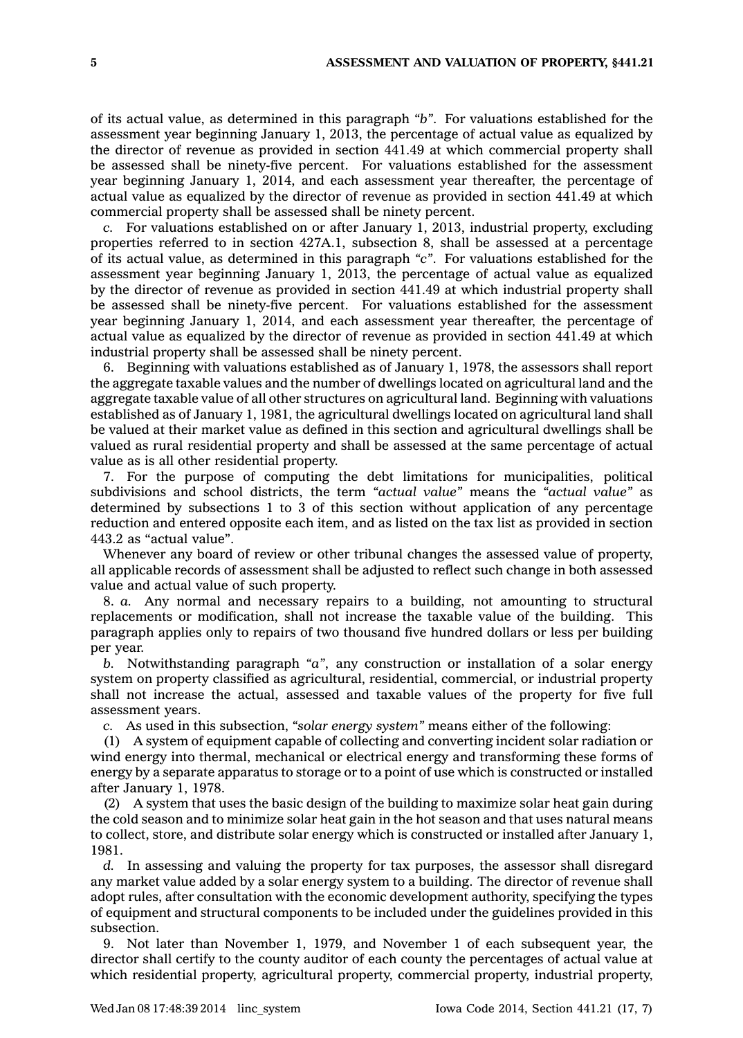of its actual value, as determined in this paragraph *"b"*. For valuations established for the assessment year beginning January 1, 2013, the percentage of actual value as equalized by the director of revenue as provided in section 441.49 at which commercial property shall be assessed shall be ninety-five percent. For valuations established for the assessment year beginning January 1, 2014, and each assessment year thereafter, the percentage of actual value as equalized by the director of revenue as provided in section 441.49 at which commercial property shall be assessed shall be ninety percent.

*c.* For valuations established on or after January 1, 2013, industrial property, excluding properties referred to in section 427A.1, subsection 8, shall be assessed at a percentage of its actual value, as determined in this paragraph *"c"*. For valuations established for the assessment year beginning January 1, 2013, the percentage of actual value as equalized by the director of revenue as provided in section 441.49 at which industrial property shall be assessed shall be ninety-five percent. For valuations established for the assessment year beginning January 1, 2014, and each assessment year thereafter, the percentage of actual value as equalized by the director of revenue as provided in section 441.49 at which industrial property shall be assessed shall be ninety percent.

6. Beginning with valuations established as of January 1, 1978, the assessors shall report the aggregate taxable values and the number of dwellings located on agricultural land and the aggregate taxable value of all other structures on agricultural land. Beginning with valuations established as of January 1, 1981, the agricultural dwellings located on agricultural land shall be valued at their market value as defined in this section and agricultural dwellings shall be valued as rural residential property and shall be assessed at the same percentage of actual value as is all other residential property.

7. For the purpose of computing the debt limitations for municipalities, political subdivisions and school districts, the term *"actual value"* means the *"actual value"* as determined by subsections 1 to 3 of this section without application of any percentage reduction and entered opposite each item, and as listed on the tax list as provided in section 443.2 as "actual value".

Whenever any board of review or other tribunal changes the assessed value of property, all applicable records of assessment shall be adjusted to reflect such change in both assessed value and actual value of such property.

8. *a.* Any normal and necessary repairs to a building, not amounting to structural replacements or modification, shall not increase the taxable value of the building. This paragraph applies only to repairs of two thousand five hundred dollars or less per building per year.

*b.* Notwithstanding paragraph *"a"*, any construction or installation of a solar energy system on property classified as agricultural, residential, commercial, or industrial property shall not increase the actual, assessed and taxable values of the property for five full assessment years.

*c.* As used in this subsection, *"solar energy system"* means either of the following:

(1) A system of equipment capable of collecting and converting incident solar radiation or wind energy into thermal, mechanical or electrical energy and transforming these forms of energy by a separate apparatus to storage or to a point of use which is constructed or installed after January 1, 1978.

(2) A system that uses the basic design of the building to maximize solar heat gain during the cold season and to minimize solar heat gain in the hot season and that uses natural means to collect, store, and distribute solar energy which is constructed or installed after January 1, 1981.

*d.* In assessing and valuing the property for tax purposes, the assessor shall disregard any market value added by a solar energy system to a building. The director of revenue shall adopt rules, after consultation with the economic development authority, specifying the types of equipment and structural components to be included under the guidelines provided in this subsection.

9. Not later than November 1, 1979, and November 1 of each subsequent year, the director shall certify to the county auditor of each county the percentages of actual value at which residential property, agricultural property, commercial property, industrial property,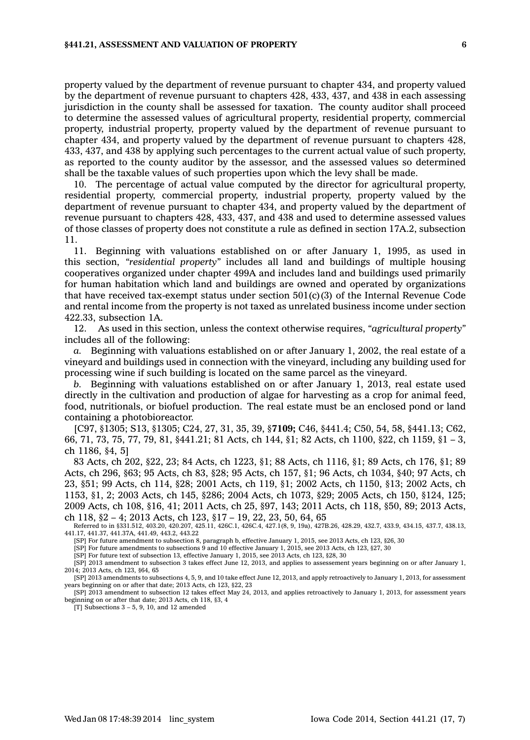property valued by the department of revenue pursuant to chapter 434, and property valued by the department of revenue pursuant to chapters 428, 433, 437, and 438 in each assessing jurisdiction in the county shall be assessed for taxation. The county auditor shall proceed to determine the assessed values of agricultural property, residential property, commercial property, industrial property, property valued by the department of revenue pursuant to chapter 434, and property valued by the department of revenue pursuant to chapters 428, 433, 437, and 438 by applying such percentages to the current actual value of such property, as reported to the county auditor by the assessor, and the assessed values so determined shall be the taxable values of such properties upon which the levy shall be made.

10. The percentage of actual value computed by the director for agricultural property, residential property, commercial property, industrial property, property valued by the department of revenue pursuant to chapter 434, and property valued by the department of revenue pursuant to chapters 428, 433, 437, and 438 and used to determine assessed values of those classes of property does not constitute a rule as defined in section 17A.2, subsection 11.

11. Beginning with valuations established on or after January 1, 1995, as used in this section, "*residential property*" includes all land and buildings of multiple housing cooperatives organized under chapter 499A and includes land and buildings used primarily for human habitation which land and buildings are owned and operated by organizations that have received tax-exempt status under section 501(c)(3) of the Internal Revenue Code and rental income from the property is not taxed as unrelated business income under section 422.33, subsection 1A.

12. As used in this section, unless the context otherwise requires, "*agricultural property*" includes all of the following:

*a.* Beginning with valuations established on or after January 1, 2002, the real estate of a vineyard and buildings used in connection with the vineyard, including any building used for processing wine if such building is located on the same parcel as the vineyard.

*b.* Beginning with valuations established on or after January 1, 2013, real estate used directly in the cultivation and production of algae for harvesting as a crop for animal feed, food, nutritionals, or biofuel production. The real estate must be an enclosed pond or land containing a photobioreactor.

[C97, §1305; S13, §1305; C24, 27, 31, 35, 39, §**7109;** C46, §441.4; C50, 54, 58, §441.13; C62, 66, 71, 73, 75, 77, 79, 81, §441.21; 81 Acts, ch 144, §1; 82 Acts, ch 1100, §22, ch 1159, §1 – 3, ch 1186, §4, 5]

83 Acts, ch 202, §22, 23; 84 Acts, ch 1223, §1; 88 Acts, ch 1116, §1; 89 Acts, ch 176, §1; 89 Acts, ch 296, §63; 95 Acts, ch 83, §28; 95 Acts, ch 157, §1; 96 Acts, ch 1034, §40; 97 Acts, ch 23, §51; 99 Acts, ch 114, §28; 2001 Acts, ch 119, §1; 2002 Acts, ch 1150, §13; 2002 Acts, ch 1153, §1, 2; 2003 Acts, ch 145, §286; 2004 Acts, ch 1073, §29; 2005 Acts, ch 150, §124, 125; 2009 Acts, ch 108, §16, 41; 2011 Acts, ch 25, §97, 143; 2011 Acts, ch 118, §50, 89; 2013 Acts, ch 118, §2 – 4; 2013 Acts, ch 123, §17 – 19, 22, 23, 50, 64, 65

Referred to in §331.512, 403.20, 420.207, 425.11, 426C.1, 426C.4, 427.1(8, 9, 19a), 427B.26, 428.29, 432.7, 433.9, 434.15, 437.7, 438.13, 441.17, 441.37, 441.37A, 441.49, 443.2, 443.22

[SP] For future amendment to subsection 8, paragraph b, effective January 1, 2015, see 2013 Acts, ch 123, §26, 30

[SP] For future amendments to subsections 9 and 10 effective January 1, 2015, see 2013 Acts, ch 123, §27, 30

[SP] For future text of subsection 13, effective January 1, 2015, see 2013 Acts, ch 123, §28, 30

[SP] 2013 amendment to subsection 3 takes effect June 12, 2013, and applies to assessement years beginning on or after January 1, 2014; 2013 Acts, ch 123, §64, 65

[SP] 2013 amendments to subsections 4, 5, 9, and 10 take effect June 12, 2013, and apply retroactively to January 1, 2013, for assessment years beginning on or after that date; 2013 Acts, ch 123, §22, 23

[SP] 2013 amendment to subsection 12 takes effect May 24, 2013, and applies retroactively to January 1, 2013, for assessment years beginning on or after that date; 2013 Acts, ch 118, §3, 4

[T] Subsections 3 – 5, 9, 10, and 12 amended